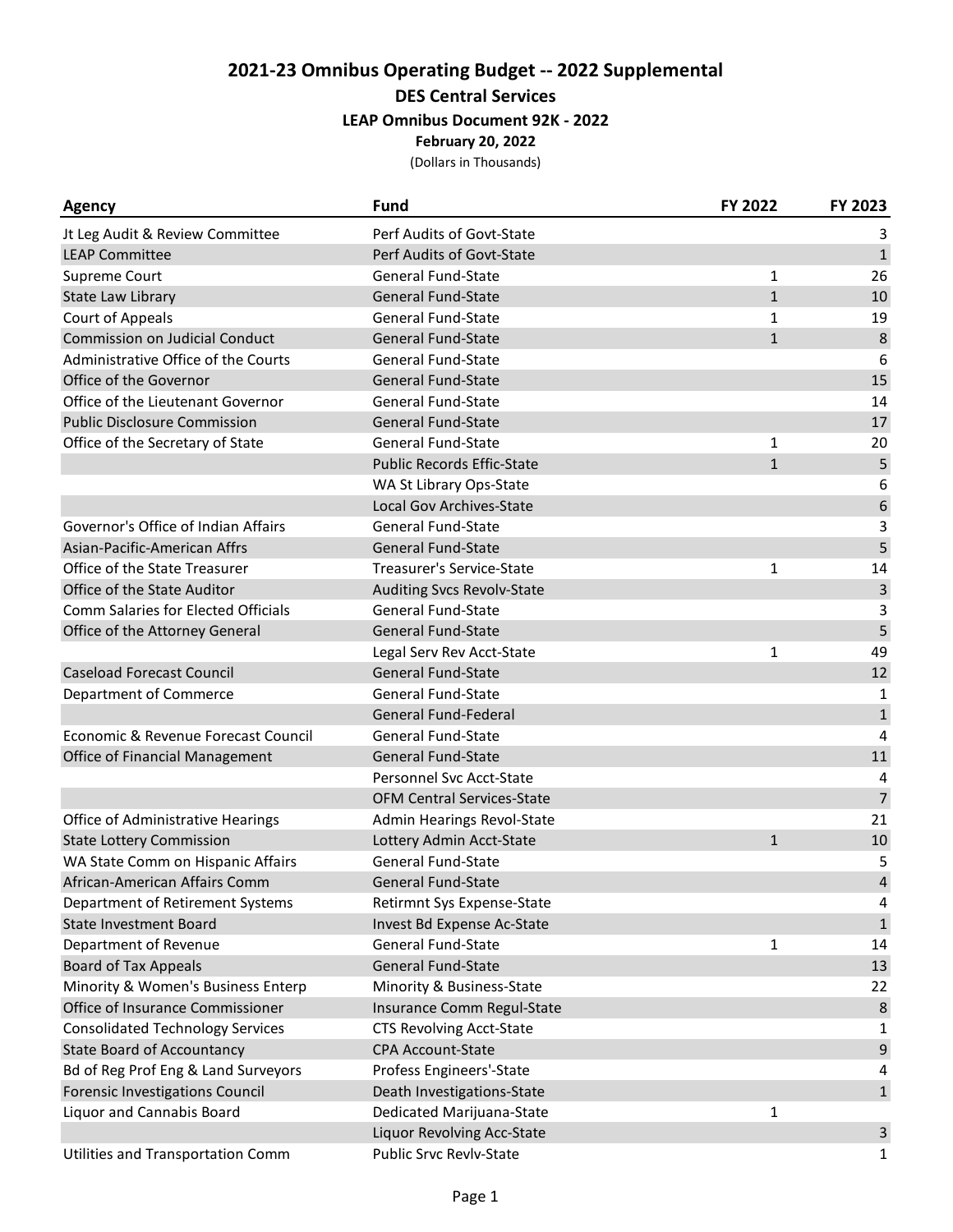# 2021-23 Omnibus Operating Budget -- 2022 Supplemental

## DES Central Services

### LEAP Omnibus Document 92K - 2022

**February 20, 2022**

(Dollars in Thousands)

| Agency | Fund | FY 2022 | FY 2023 |
|---|---|---|---|
| Jt Leg Audit & Review Committee | Perf Audits of Govt-State | | 3 |
| LEAP Committee | Perf Audits of Govt-State | | 1 |
| Supreme Court | General Fund-State | 1 | 26 |
| State Law Library | General Fund-State | 1 | 10 |
| Court of Appeals | General Fund-State | 1 | 19 |
| Commission on Judicial Conduct | General Fund-State | 1 | 8 |
| Administrative Office of the Courts | General Fund-State | | 6 |
| Office of the Governor | General Fund-State | | 15 |
| Office of the Lieutenant Governor | General Fund-State | | 14 |
| Public Disclosure Commission | General Fund-State | | 17 |
| Office of the Secretary of State | General Fund-State | 1 | 20 |
| | Public Records Effic-State | 1 | 5 |
| | WA St Library Ops-State | | 6 |
| | Local Gov Archives-State | | 6 |
| Governor's Office of Indian Affairs | General Fund-State | | 3 |
| Asian-Pacific-American Affrs | General Fund-State | | 5 |
| Office of the State Treasurer | Treasurer's Service-State | 1 | 14 |
| Office of the State Auditor | Auditing Svcs Revolv-State | | 3 |
| Comm Salaries for Elected Officials | General Fund-State | | 3 |
| Office of the Attorney General | General Fund-State | | 5 |
| | Legal Serv Rev Acct-State | 1 | 49 |
| Caseload Forecast Council | General Fund-State | | 12 |
| Department of Commerce | General Fund-State | | 1 |
| | General Fund-Federal | | 1 |
| Economic & Revenue Forecast Council | General Fund-State | | 4 |
| Office of Financial Management | General Fund-State | | 11 |
| | Personnel Svc Acct-State | | 4 |
| | OFM Central Services-State | | 7 |
| Office of Administrative Hearings | Admin Hearings Revol-State | | 21 |
| State Lottery Commission | Lottery Admin Acct-State | 1 | 10 |
| WA State Comm on Hispanic Affairs | General Fund-State | | 5 |
| African-American Affairs Comm | General Fund-State | | 4 |
| Department of Retirement Systems | Retirmnt Sys Expense-State | | 4 |
| State Investment Board | Invest Bd Expense Ac-State | | 1 |
| Department of Revenue | General Fund-State | 1 | 14 |
| Board of Tax Appeals | General Fund-State | | 13 |
| Minority & Women's Business Enterp | Minority & Business-State | | 22 |
| Office of Insurance Commissioner | Insurance Comm Regul-State | | 8 |
| Consolidated Technology Services | CTS Revolving Acct-State | | 1 |
| State Board of Accountancy | CPA Account-State | | 9 |
| Bd of Reg Prof Eng & Land Surveyors | Profess Engineers'-State | | 4 |
| Forensic Investigations Council | Death Investigations-State | | 1 |
| Liquor and Cannabis Board | Dedicated Marijuana-State | 1 | |
| | Liquor Revolving Acc-State | | 3 |
| Utilities and Transportation Comm | Public Srvc Revlv-State | | 1 |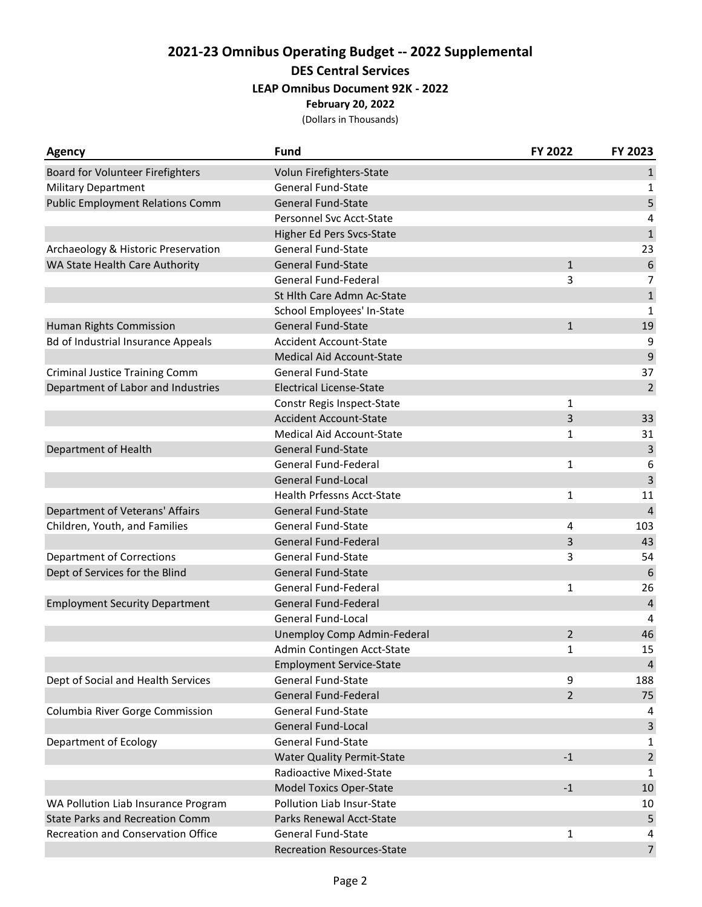## 2021-23 Omnibus Operating Budget -- 2022 Supplemental

### DES Central Services

**LEAP Omnibus Document 92K - 2022**

**February 20, 2022**

(Dollars in Thousands)

| Agency | Fund | FY 2022 | FY 2023 |
|---|---|---|---|
| Board for Volunteer Firefighters | Volun Firefighters-State | | 1 |
| Military Department | General Fund-State | | 1 |
| Public Employment Relations Comm | General Fund-State | | 5 |
| | Personnel Svc Acct-State | | 4 |
| | Higher Ed Pers Svcs-State | | 1 |
| Archaeology & Historic Preservation | General Fund-State | | 23 |
| WA State Health Care Authority | General Fund-State | 1 | 6 |
| | General Fund-Federal | 3 | 7 |
| | St Hlth Care Admn Ac-State | | 1 |
| | School Employees' In-State | | 1 |
| Human Rights Commission | General Fund-State | 1 | 19 |
| Bd of Industrial Insurance Appeals | Accident Account-State | | 9 |
| | Medical Aid Account-State | | 9 |
| Criminal Justice Training Comm | General Fund-State | | 37 |
| Department of Labor and Industries | Electrical License-State | | 2 |
| | Constr Regis Inspect-State | 1 | |
| | Accident Account-State | 3 | 33 |
| | Medical Aid Account-State | 1 | 31 |
| Department of Health | General Fund-State | | 3 |
| | General Fund-Federal | 1 | 6 |
| | General Fund-Local | | 3 |
| | Health Prfessns Acct-State | 1 | 11 |
| Department of Veterans' Affairs | General Fund-State | | 4 |
| Children, Youth, and Families | General Fund-State | 4 | 103 |
| | General Fund-Federal | 3 | 43 |
| Department of Corrections | General Fund-State | 3 | 54 |
| Dept of Services for the Blind | General Fund-State | | 6 |
| | General Fund-Federal | 1 | 26 |
| Employment Security Department | General Fund-Federal | | 4 |
| | General Fund-Local | | 4 |
| | Unemploy Comp Admin-Federal | 2 | 46 |
| | Admin Contingen Acct-State | 1 | 15 |
| | Employment Service-State | | 4 |
| Dept of Social and Health Services | General Fund-State | 9 | 188 |
| | General Fund-Federal | 2 | 75 |
| Columbia River Gorge Commission | General Fund-State | | 4 |
| | General Fund-Local | | 3 |
| Department of Ecology | General Fund-State | | 1 |
| | Water Quality Permit-State | -1 | 2 |
| | Radioactive Mixed-State | | 1 |
| | Model Toxics Oper-State | -1 | 10 |
| WA Pollution Liab Insurance Program | Pollution Liab Insur-State | | 10 |
| State Parks and Recreation Comm | Parks Renewal Acct-State | | 5 |
| Recreation and Conservation Office | General Fund-State | 1 | 4 |
| | Recreation Resources-State | | 7 |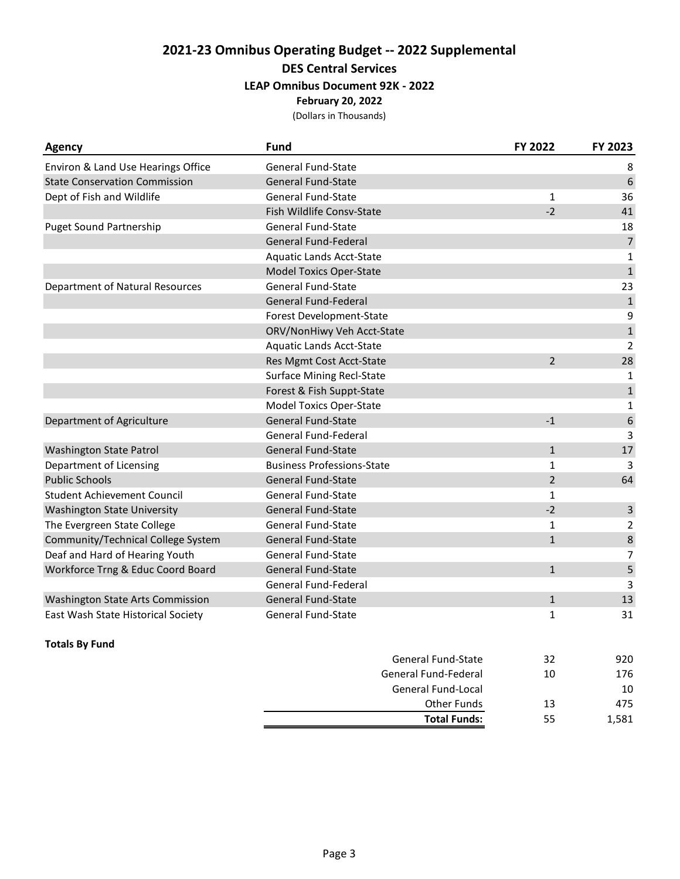## 2021-23 Omnibus Operating Budget -- 2022 Supplemental

### DES Central Services

**LEAP Omnibus Document 92K - 2022**

**February 20, 2022**

(Dollars in Thousands)

| Agency | Fund | FY 2022 | FY 2023 |
|---|---|---|---|
| Environ & Land Use Hearings Office | General Fund-State | | 8 |
| State Conservation Commission | General Fund-State | | 6 |
| Dept of Fish and Wildlife | General Fund-State | 1 | 36 |
| | Fish Wildlife Consv-State | -2 | 41 |
| Puget Sound Partnership | General Fund-State | | 18 |
| | General Fund-Federal | | 7 |
| | Aquatic Lands Acct-State | | 1 |
| | Model Toxics Oper-State | | 1 |
| Department of Natural Resources | General Fund-State | | 23 |
| | General Fund-Federal | | 1 |
| | Forest Development-State | | 9 |
| | ORV/NonHiwy Veh Acct-State | | 1 |
| | Aquatic Lands Acct-State | | 2 |
| | Res Mgmt Cost Acct-State | 2 | 28 |
| | Surface Mining Recl-State | | 1 |
| | Forest & Fish Suppt-State | | 1 |
| | Model Toxics Oper-State | | 1 |
| Department of Agriculture | General Fund-State | -1 | 6 |
| | General Fund-Federal | | 3 |
| Washington State Patrol | General Fund-State | 1 | 17 |
| Department of Licensing | Business Professions-State | 1 | 3 |
| Public Schools | General Fund-State | 2 | 64 |
| Student Achievement Council | General Fund-State | 1 | |
| Washington State University | General Fund-State | -2 | 3 |
| The Evergreen State College | General Fund-State | 1 | 2 |
| Community/Technical College System | General Fund-State | 1 | 8 |
| Deaf and Hard of Hearing Youth | General Fund-State | | 7 |
| Workforce Trng & Educ Coord Board | General Fund-State | 1 | 5 |
| | General Fund-Federal | | 3 |
| Washington State Arts Commission | General Fund-State | 1 | 13 |
| East Wash State Historical Society | General Fund-State | 1 | 31 |

**Totals By Fund**

| | | FY 2022 | FY 2023 |
|---|---|---|---|
| | General Fund-State | 32 | 920 |
| | General Fund-Federal | 10 | 176 |
| | General Fund-Local | | 10 |
| | Other Funds | 13 | 475 |
| | **Total Funds:** | 55 | 1,581 |